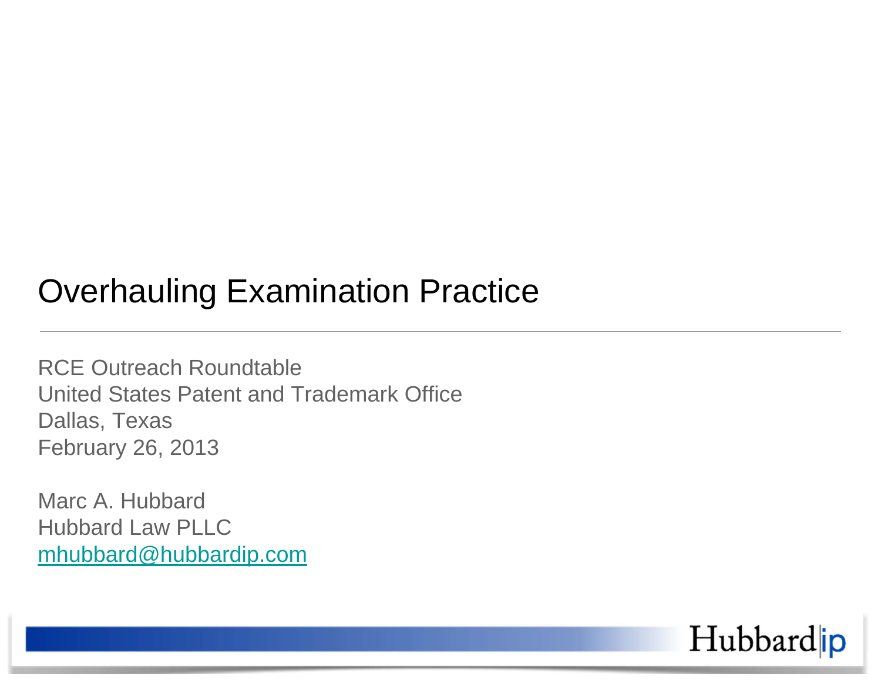# Overhauling Examination Practice

RCE Outreach Roundtable
United States Patent and Trademark Office
Dallas, Texas
February 26, 2013

Marc A. Hubbard
Hubbard Law PLLC
mhubbard@hubbardip.com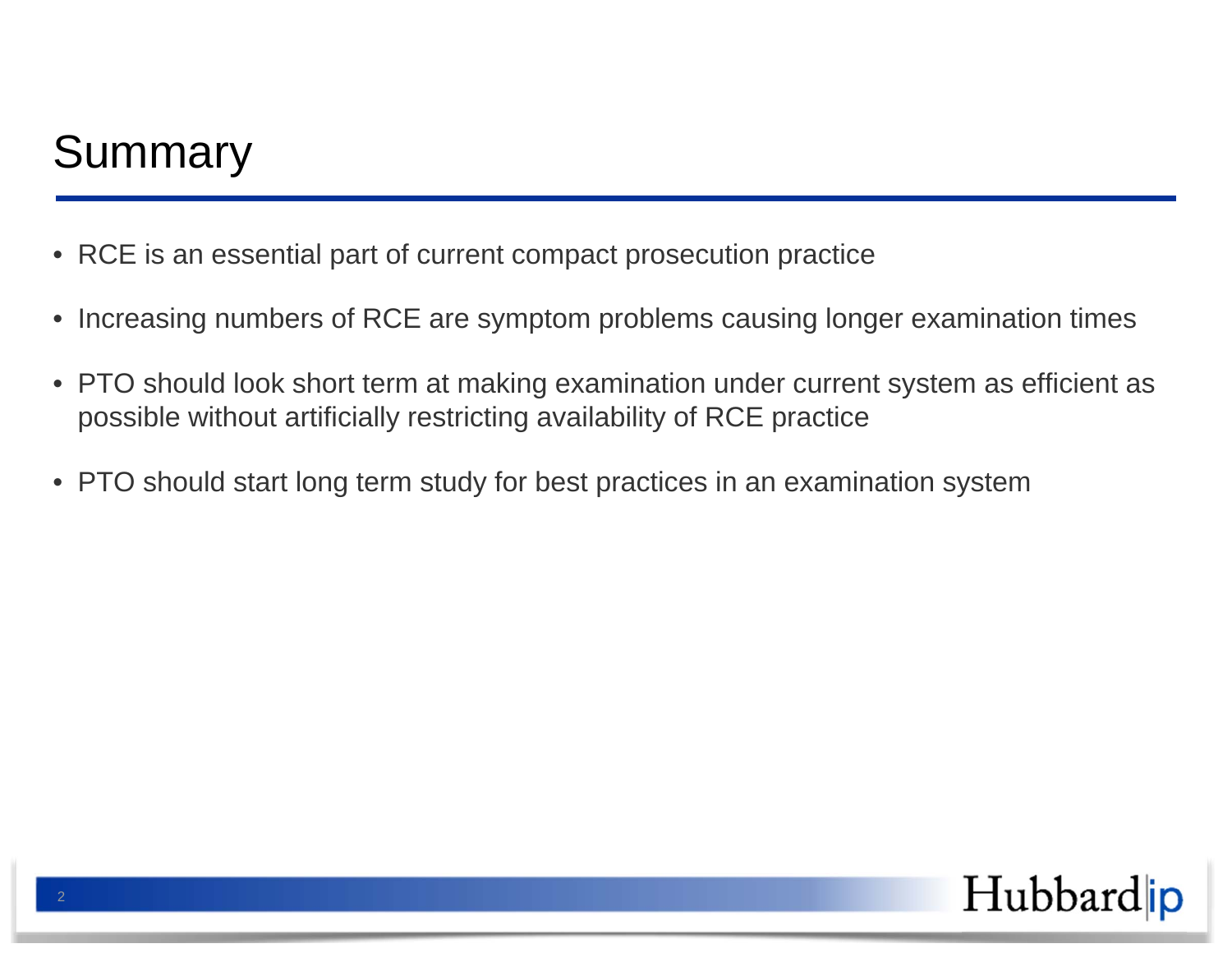# Summary

- RCE is an essential part of current compact prosecution practice
- Increasing numbers of RCE are symptom problems causing longer examination times
- PTO should look short term at making examination under current system as efficient as possible without artificially restricting availability of RCE practice
- PTO should start long term study for best practices in an examination system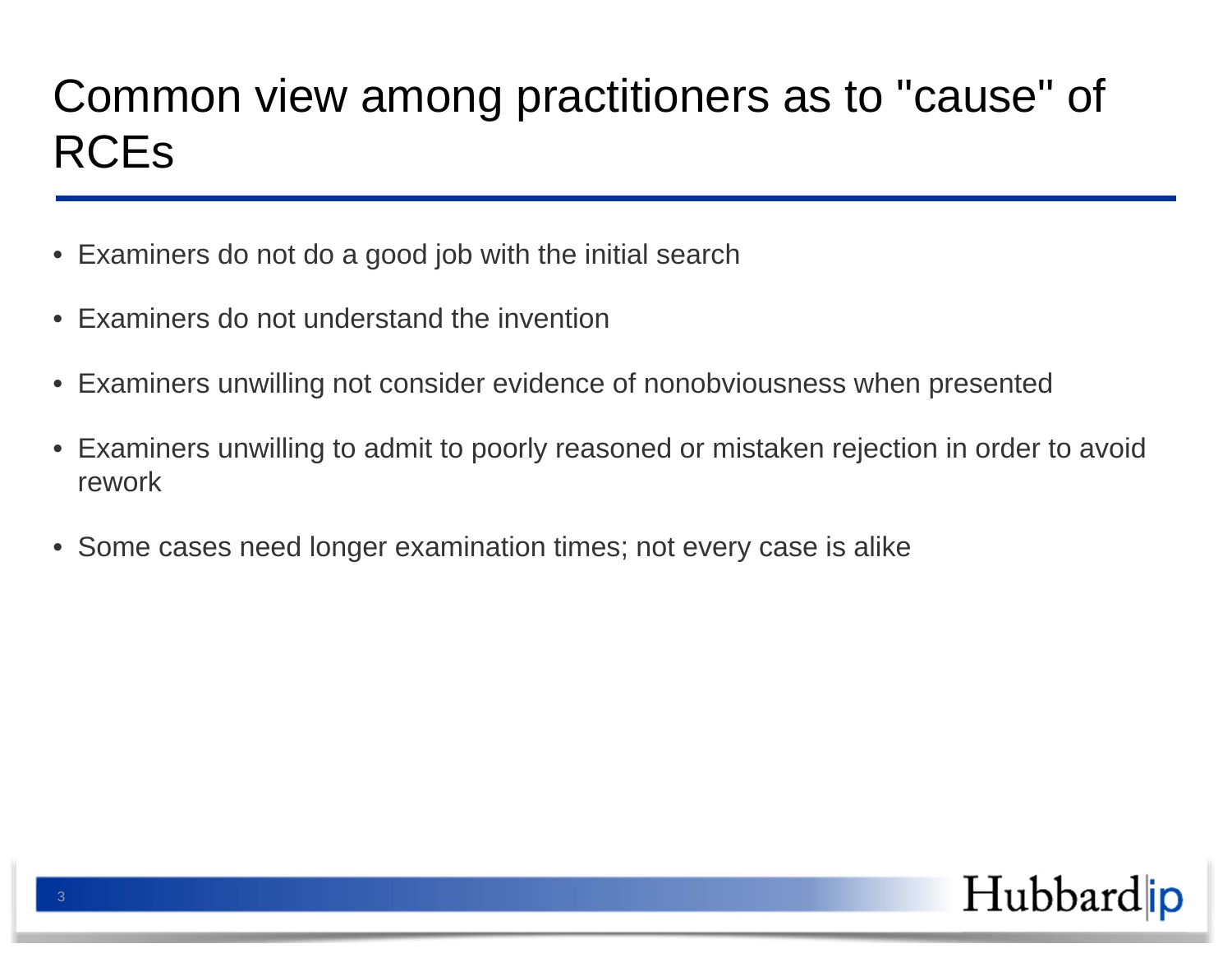# Common view among practitioners as to "cause" of RCEs

- Examiners do not do a good job with the initial search
- Examiners do not understand the invention
- Examiners unwilling not consider evidence of nonobviousness when presented
- Examiners unwilling to admit to poorly reasoned or mistaken rejection in order to avoid rework
- Some cases need longer examination times; not every case is alike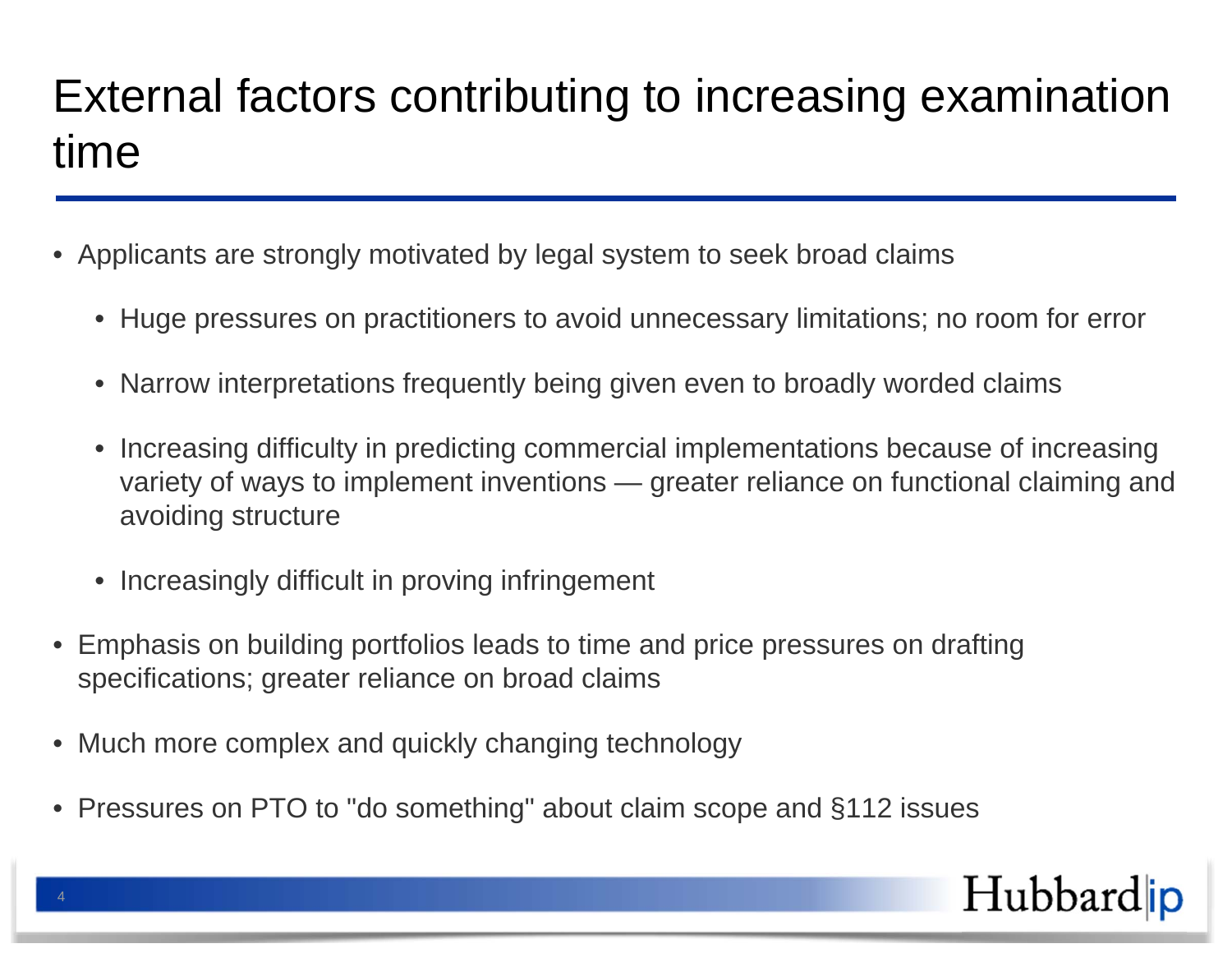# External factors contributing to increasing examination time

- Applicants are strongly motivated by legal system to seek broad claims
  - Huge pressures on practitioners to avoid unnecessary limitations; no room for error
  - Narrow interpretations frequently being given even to broadly worded claims
  - Increasing difficulty in predicting commercial implementations because of increasing variety of ways to implement inventions — greater reliance on functional claiming and avoiding structure
  - Increasingly difficult in proving infringement
- Emphasis on building portfolios leads to time and price pressures on drafting specifications; greater reliance on broad claims
- Much more complex and quickly changing technology
- Pressures on PTO to "do something" about claim scope and §112 issues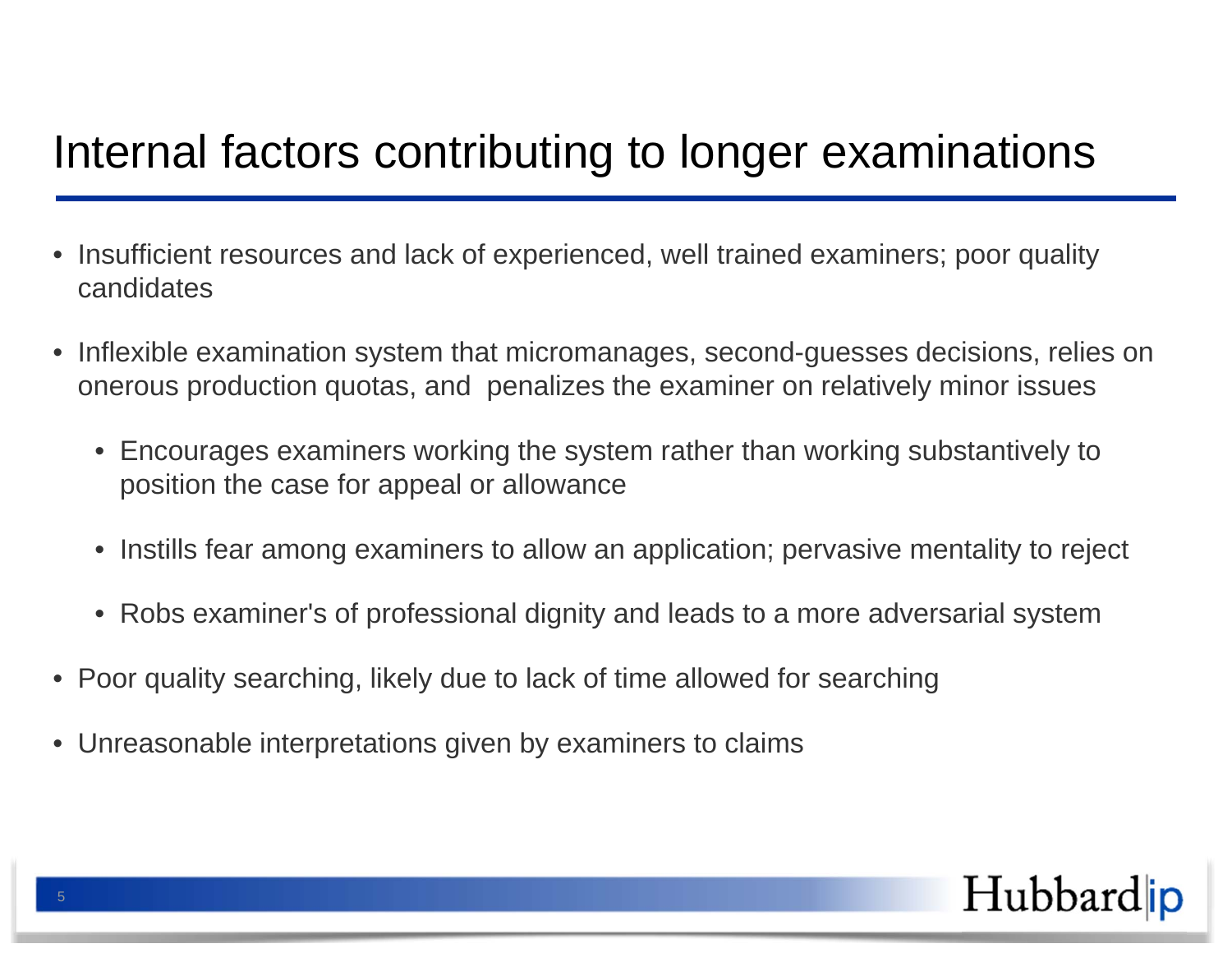# Internal factors contributing to longer examinations

- Insufficient resources and lack of experienced, well trained examiners; poor quality candidates
- Inflexible examination system that micromanages, second-guesses decisions, relies on onerous production quotas, and penalizes the examiner on relatively minor issues
  - Encourages examiners working the system rather than working substantively to position the case for appeal or allowance
  - Instills fear among examiners to allow an application; pervasive mentality to reject
  - Robs examiner's of professional dignity and leads to a more adversarial system
- Poor quality searching, likely due to lack of time allowed for searching
- Unreasonable interpretations given by examiners to claims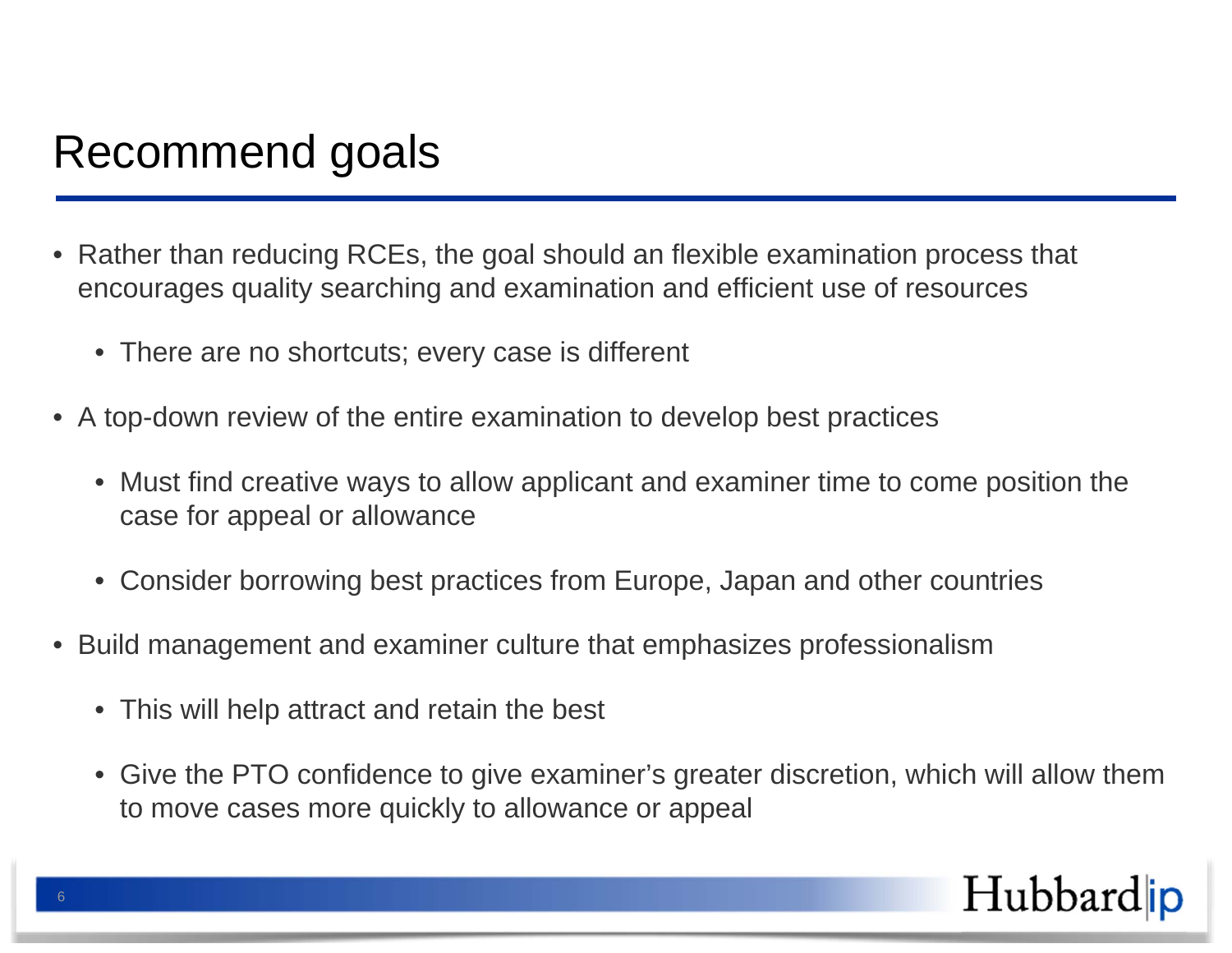# Recommend goals

- Rather than reducing RCEs, the goal should an flexible examination process that encourages quality searching and examination and efficient use of resources
  - There are no shortcuts; every case is different
- A top-down review of the entire examination to develop best practices
  - Must find creative ways to allow applicant and examiner time to come position the case for appeal or allowance
  - Consider borrowing best practices from Europe, Japan and other countries
- Build management and examiner culture that emphasizes professionalism
  - This will help attract and retain the best
  - Give the PTO confidence to give examiner's greater discretion, which will allow them to move cases more quickly to allowance or appeal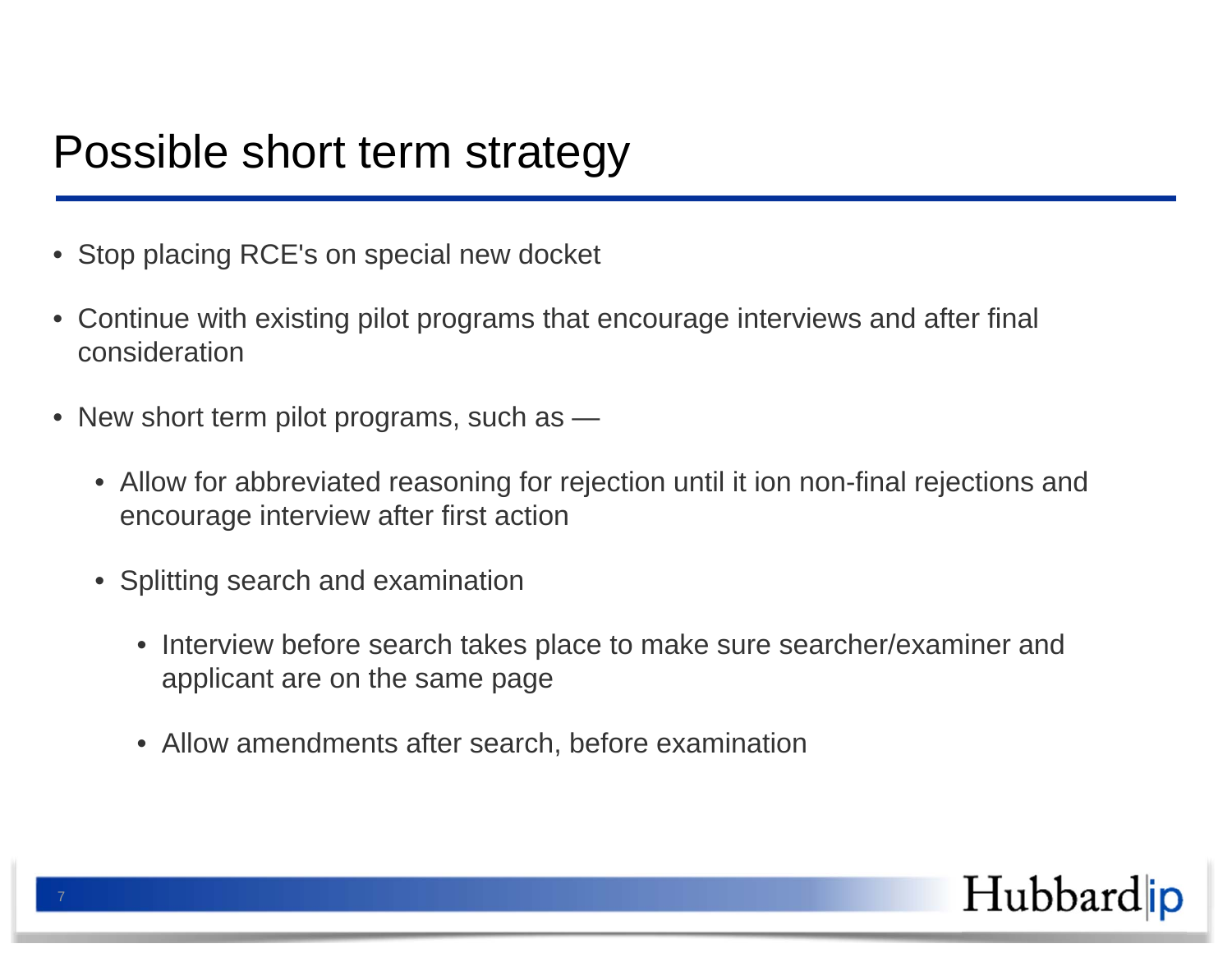# Possible short term strategy

- Stop placing RCE's on special new docket
- Continue with existing pilot programs that encourage interviews and after final consideration
- New short term pilot programs, such as —
  - Allow for abbreviated reasoning for rejection until it ion non-final rejections and encourage interview after first action
  - Splitting search and examination
    - Interview before search takes place to make sure searcher/examiner and applicant are on the same page
    - Allow amendments after search, before examination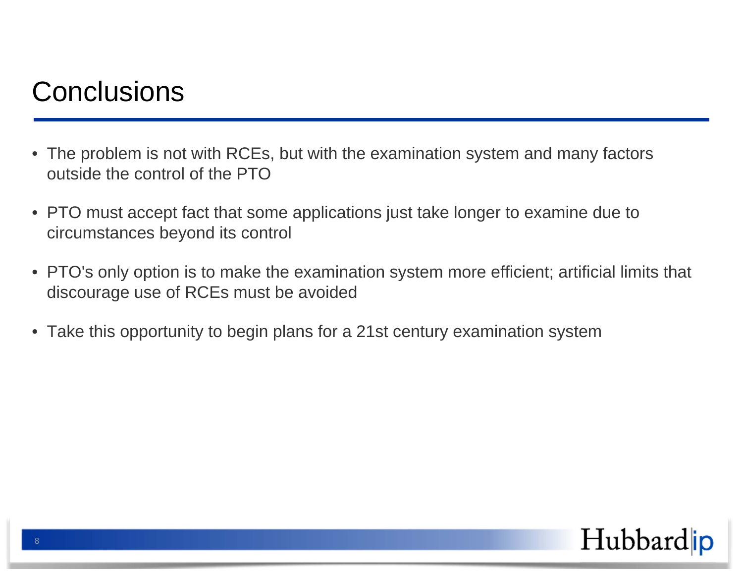# Conclusions

- The problem is not with RCEs, but with the examination system and many factors outside the control of the PTO
- PTO must accept fact that some applications just take longer to examine due to circumstances beyond its control
- PTO's only option is to make the examination system more efficient; artificial limits that discourage use of RCEs must be avoided
- Take this opportunity to begin plans for a 21st century examination system